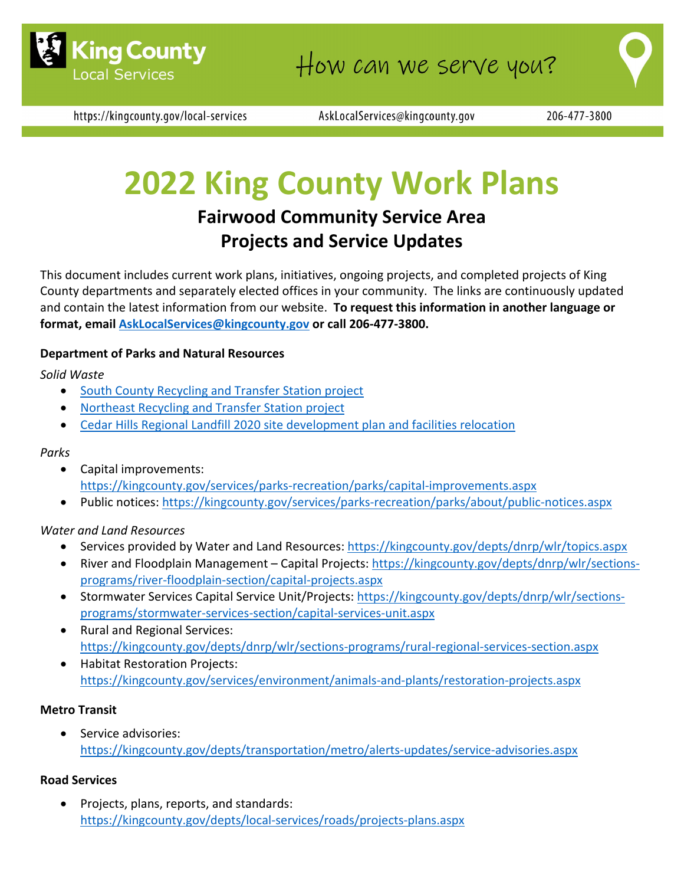King County Local Services

How can we serve you?

https://kingcounty.gov/local-services AskLocalServices@kingcounty.gov 206-477-3800

# 2022 King County Work Plans

## Fairwood Community Service Area
## Projects and Service Updates

This document includes current work plans, initiatives, ongoing projects, and completed projects of King County departments and separately elected offices in your community. The links are continuously updated and contain the latest information from our website. **To request this information in another language or format, email AskLocalServices@kingcounty.gov or call 206-477-3800.**

### Department of Parks and Natural Resources

*Solid Waste*

- South County Recycling and Transfer Station project
- Northeast Recycling and Transfer Station project
- Cedar Hills Regional Landfill 2020 site development plan and facilities relocation

*Parks*

- Capital improvements: https://kingcounty.gov/services/parks-recreation/parks/capital-improvements.aspx
- Public notices: https://kingcounty.gov/services/parks-recreation/parks/about/public-notices.aspx

*Water and Land Resources*

- Services provided by Water and Land Resources: https://kingcounty.gov/depts/dnrp/wlr/topics.aspx
- River and Floodplain Management – Capital Projects: https://kingcounty.gov/depts/dnrp/wlr/sections-programs/river-floodplain-section/capital-projects.aspx
- Stormwater Services Capital Service Unit/Projects: https://kingcounty.gov/depts/dnrp/wlr/sections-programs/stormwater-services-section/capital-services-unit.aspx
- Rural and Regional Services: https://kingcounty.gov/depts/dnrp/wlr/sections-programs/rural-regional-services-section.aspx
- Habitat Restoration Projects: https://kingcounty.gov/services/environment/animals-and-plants/restoration-projects.aspx

### Metro Transit

- Service advisories: https://kingcounty.gov/depts/transportation/metro/alerts-updates/service-advisories.aspx

### Road Services

- Projects, plans, reports, and standards: https://kingcounty.gov/depts/local-services/roads/projects-plans.aspx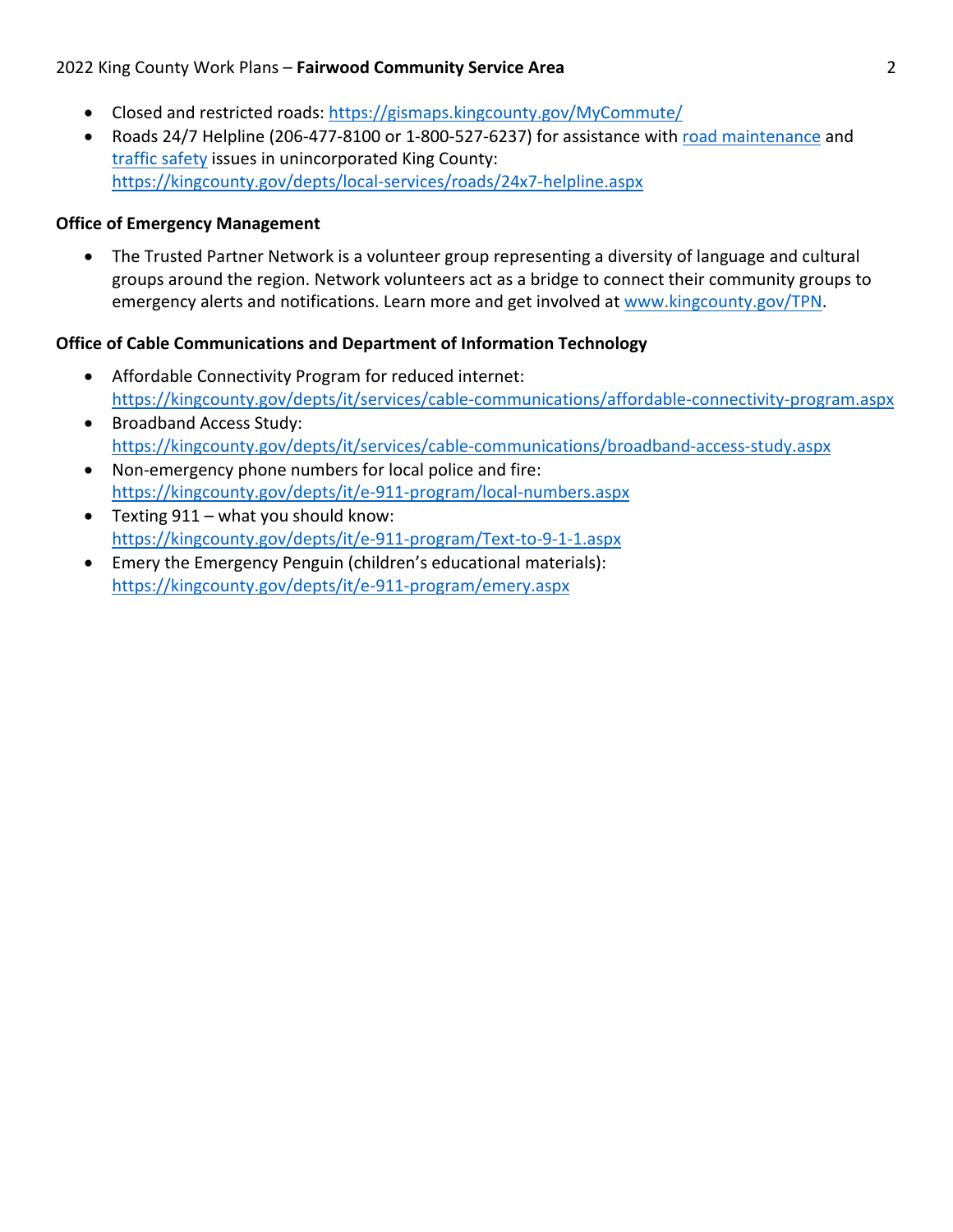- Closed and restricted roads: https://gismaps.kingcounty.gov/MyCommute/
- Roads 24/7 Helpline (206-477-8100 or 1-800-527-6237) for assistance with road maintenance and traffic safety issues in unincorporated King County: https://kingcounty.gov/depts/local-services/roads/24x7-helpline.aspx

**Office of Emergency Management**

- The Trusted Partner Network is a volunteer group representing a diversity of language and cultural groups around the region. Network volunteers act as a bridge to connect their community groups to emergency alerts and notifications. Learn more and get involved at www.kingcounty.gov/TPN.

**Office of Cable Communications and Department of Information Technology**

- Affordable Connectivity Program for reduced internet: https://kingcounty.gov/depts/it/services/cable-communications/affordable-connectivity-program.aspx
- Broadband Access Study: https://kingcounty.gov/depts/it/services/cable-communications/broadband-access-study.aspx
- Non-emergency phone numbers for local police and fire: https://kingcounty.gov/depts/it/e-911-program/local-numbers.aspx
- Texting 911 – what you should know: https://kingcounty.gov/depts/it/e-911-program/Text-to-9-1-1.aspx
- Emery the Emergency Penguin (children's educational materials): https://kingcounty.gov/depts/it/e-911-program/emery.aspx